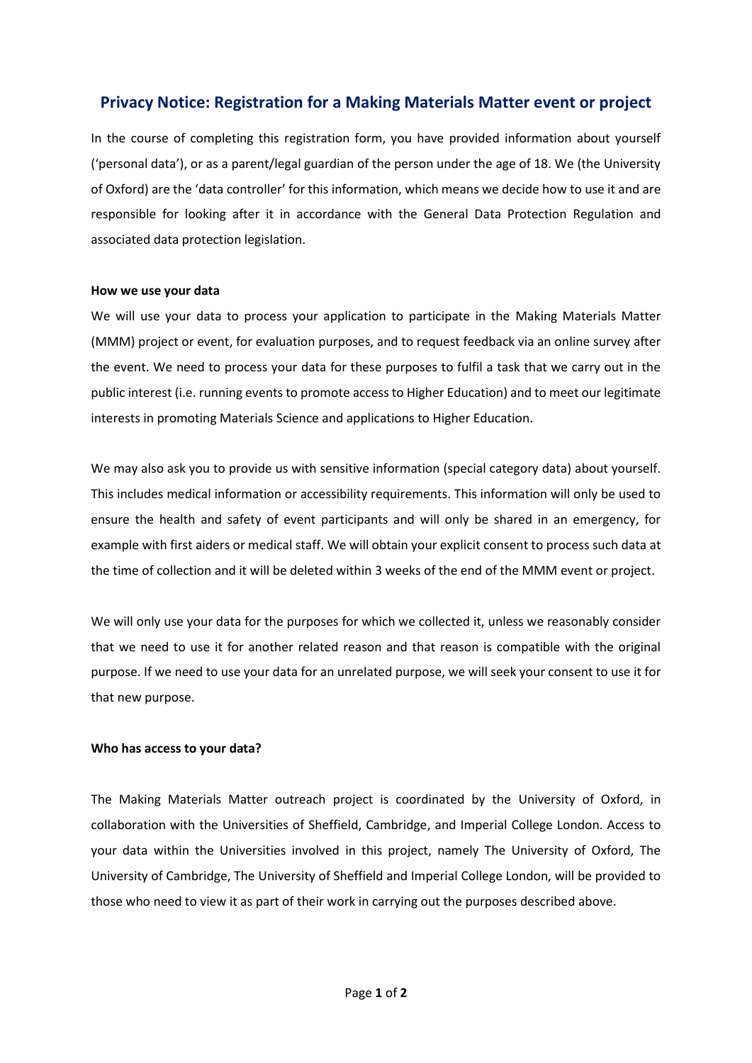# Privacy Notice: Registration for a Making Materials Matter event or project

In the course of completing this registration form, you have provided information about yourself ('personal data'), or as a parent/legal guardian of the person under the age of 18. We (the University of Oxford) are the 'data controller' for this information, which means we decide how to use it and are responsible for looking after it in accordance with the General Data Protection Regulation and associated data protection legislation.

**How we use your data**

We will use your data to process your application to participate in the Making Materials Matter (MMM) project or event, for evaluation purposes, and to request feedback via an online survey after the event. We need to process your data for these purposes to fulfil a task that we carry out in the public interest (i.e. running events to promote access to Higher Education) and to meet our legitimate interests in promoting Materials Science and applications to Higher Education.

We may also ask you to provide us with sensitive information (special category data) about yourself. This includes medical information or accessibility requirements. This information will only be used to ensure the health and safety of event participants and will only be shared in an emergency, for example with first aiders or medical staff. We will obtain your explicit consent to process such data at the time of collection and it will be deleted within 3 weeks of the end of the MMM event or project.

We will only use your data for the purposes for which we collected it, unless we reasonably consider that we need to use it for another related reason and that reason is compatible with the original purpose. If we need to use your data for an unrelated purpose, we will seek your consent to use it for that new purpose.

**Who has access to your data?**

The Making Materials Matter outreach project is coordinated by the University of Oxford, in collaboration with the Universities of Sheffield, Cambridge, and Imperial College London. Access to your data within the Universities involved in this project, namely The University of Oxford, The University of Cambridge, The University of Sheffield and Imperial College London, will be provided to those who need to view it as part of their work in carrying out the purposes described above.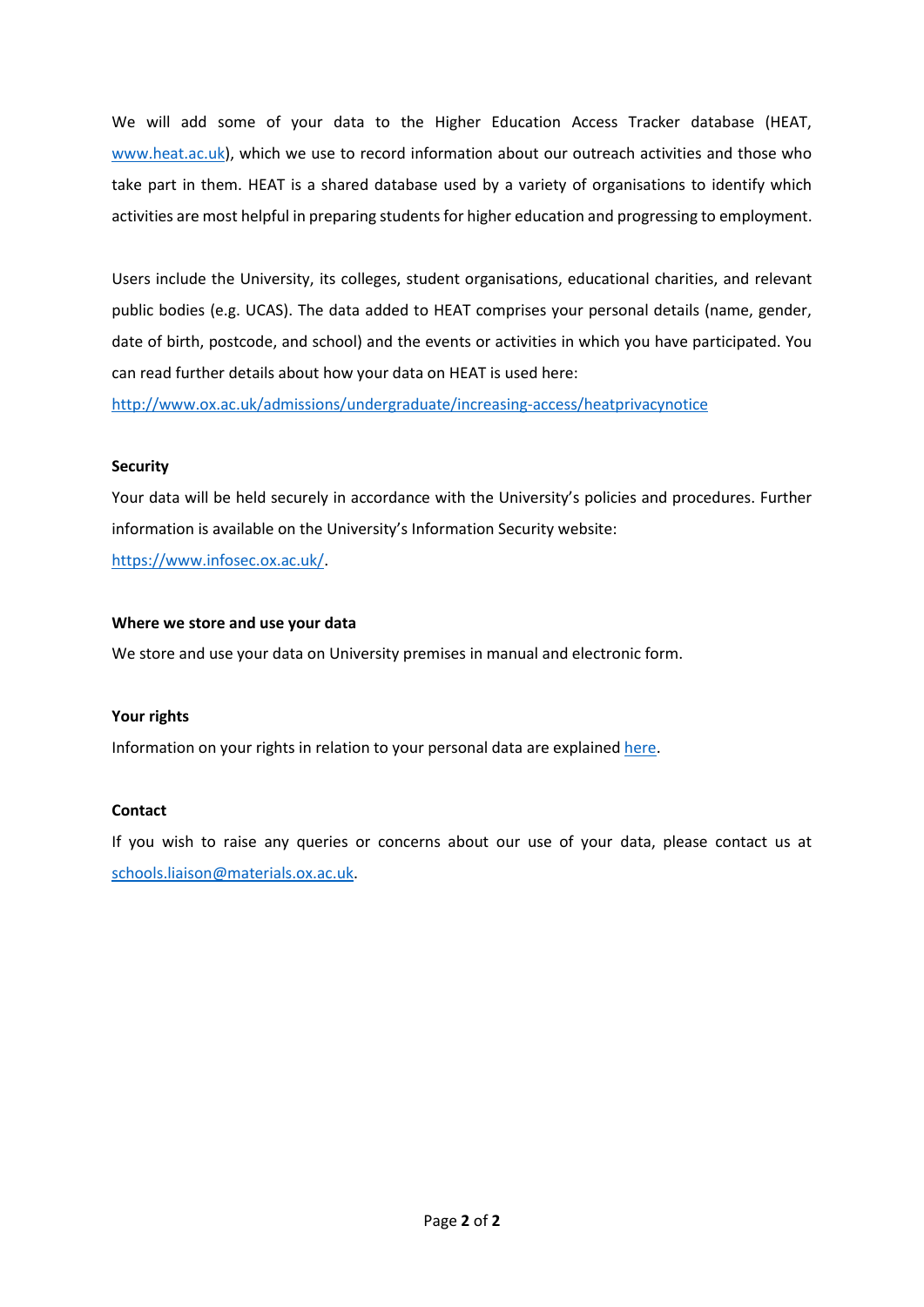We will add some of your data to the Higher Education Access Tracker database (HEAT, www.heat.ac.uk), which we use to record information about our outreach activities and those who take part in them. HEAT is a shared database used by a variety of organisations to identify which activities are most helpful in preparing students for higher education and progressing to employment.

Users include the University, its colleges, student organisations, educational charities, and relevant public bodies (e.g. UCAS). The data added to HEAT comprises your personal details (name, gender, date of birth, postcode, and school) and the events or activities in which you have participated. You can read further details about how your data on HEAT is used here:
http://www.ox.ac.uk/admissions/undergraduate/increasing-access/heatprivacynotice

**Security**

Your data will be held securely in accordance with the University's policies and procedures. Further information is available on the University's Information Security website:
https://www.infosec.ox.ac.uk/.

**Where we store and use your data**

We store and use your data on University premises in manual and electronic form.

**Your rights**

Information on your rights in relation to your personal data are explained here.

**Contact**

If you wish to raise any queries or concerns about our use of your data, please contact us at schools.liaison@materials.ox.ac.uk.